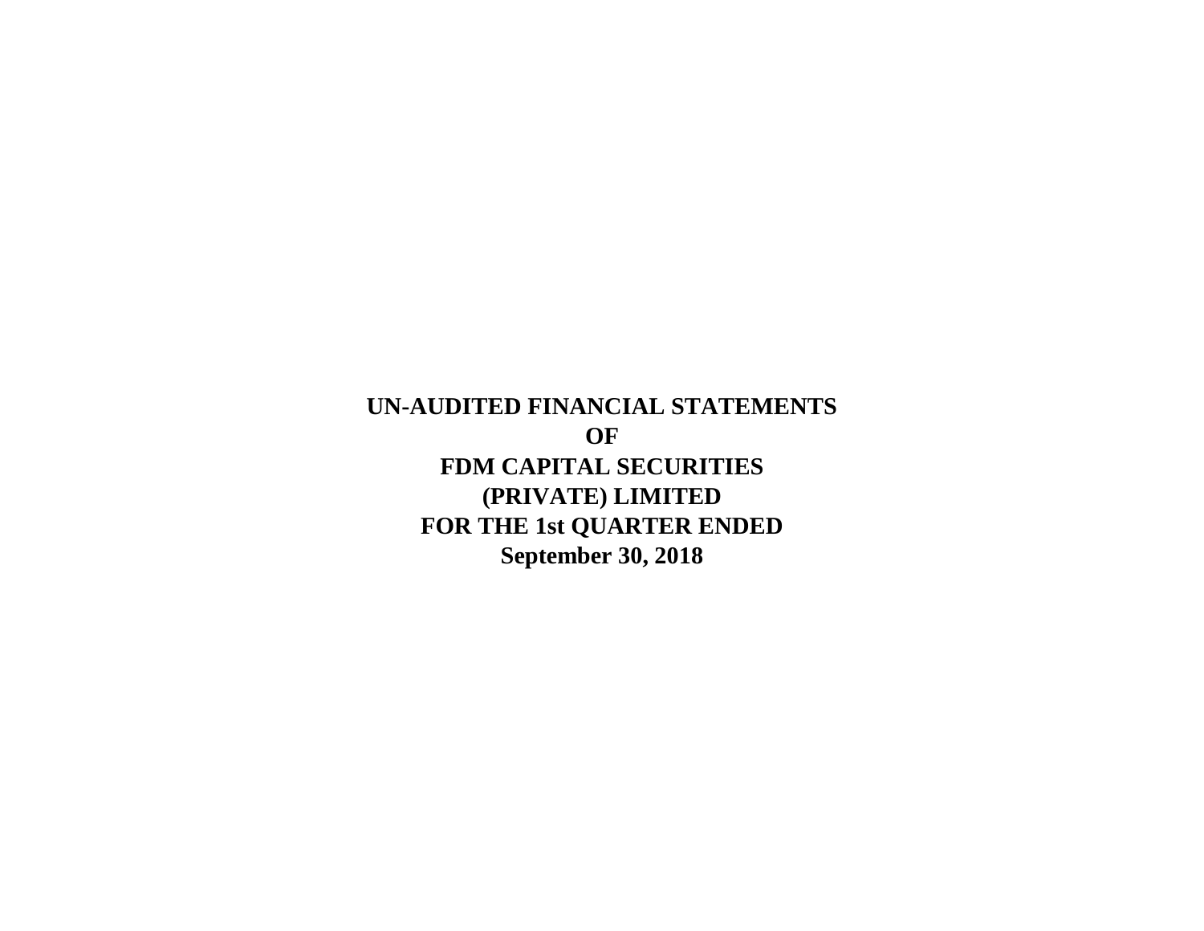# UN-AUDITED FINANCIAL STATEMENTS
# OF
# FDM CAPITAL SECURITIES
# (PRIVATE) LIMITED
# FOR THE 1st QUARTER ENDED
# September 30, 2018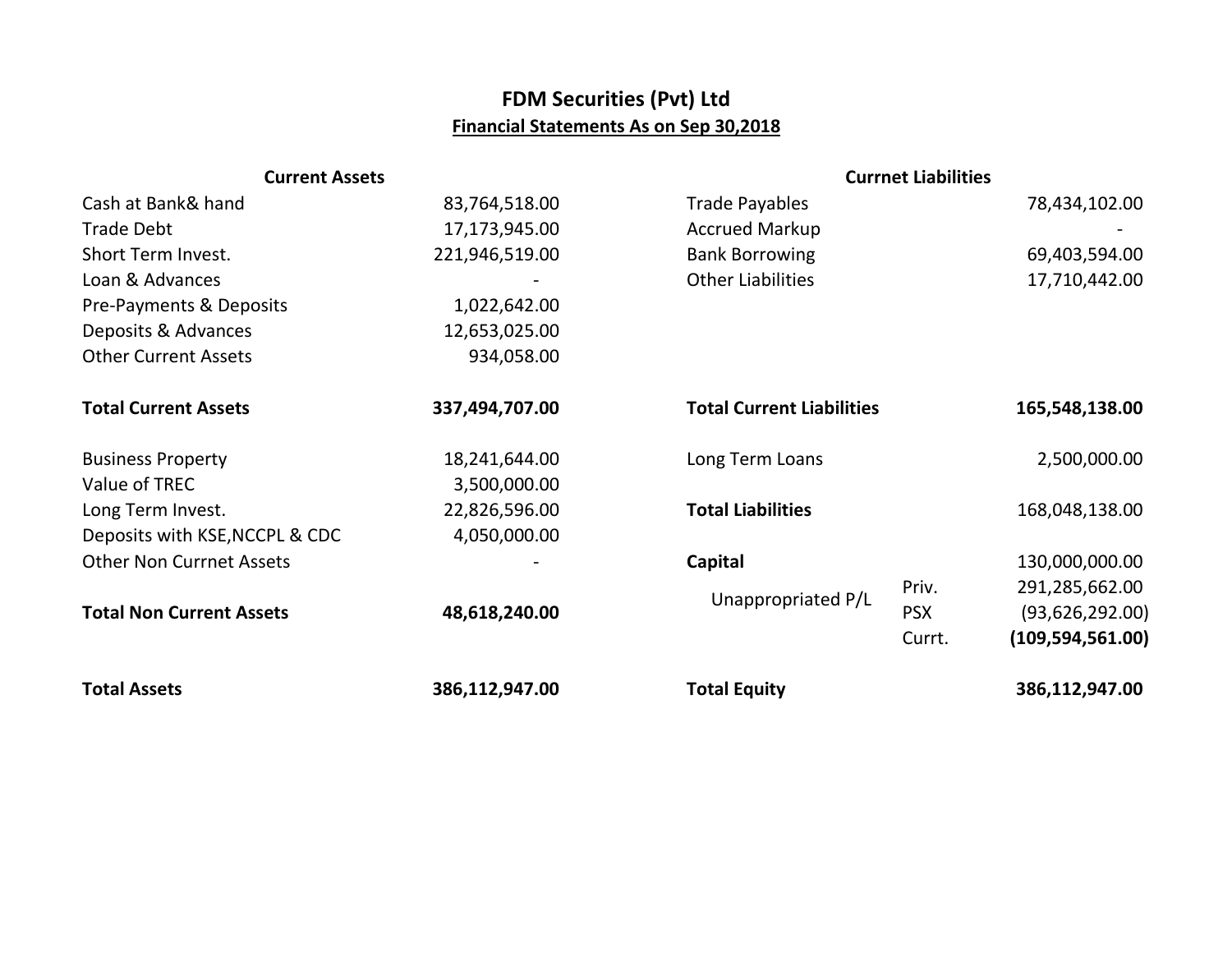# FDM Securities (Pvt) Ltd

## Financial Statements As on Sep 30,2018

| Current Assets | | Currnet Liabilities | | |
|---|---|---|---|---|
| Cash at Bank& hand | 83,764,518.00 | Trade Payables | | 78,434,102.00 |
| Trade Debt | 17,173,945.00 | Accrued Markup | | - |
| Short Term Invest. | 221,946,519.00 | Bank Borrowing | | 69,403,594.00 |
| Loan & Advances | - | Other Liabilities | | 17,710,442.00 |
| Pre-Payments & Deposits | 1,022,642.00 | | | |
| Deposits & Advances | 12,653,025.00 | | | |
| Other Current Assets | 934,058.00 | | | |
| **Total Current Assets** | **337,494,707.00** | **Total Current Liabilities** | | **165,548,138.00** |
| Business Property | 18,241,644.00 | Long Term Loans | | 2,500,000.00 |
| Value of TREC | 3,500,000.00 | | | |
| Long Term Invest. | 22,826,596.00 | **Total Liabilities** | | 168,048,138.00 |
| Deposits with KSE,NCCPL & CDC | 4,050,000.00 | | | |
| Other Non Currnet Assets | - | **Capital** | | 130,000,000.00 |
| | | Unappropriated P/L | Priv. | 291,285,662.00 |
| **Total Non Current Assets** | **48,618,240.00** | | PSX | (93,626,292.00) |
| | | | Currt. | **(109,594,561.00)** |
| **Total Assets** | **386,112,947.00** | **Total Equity** | | **386,112,947.00** |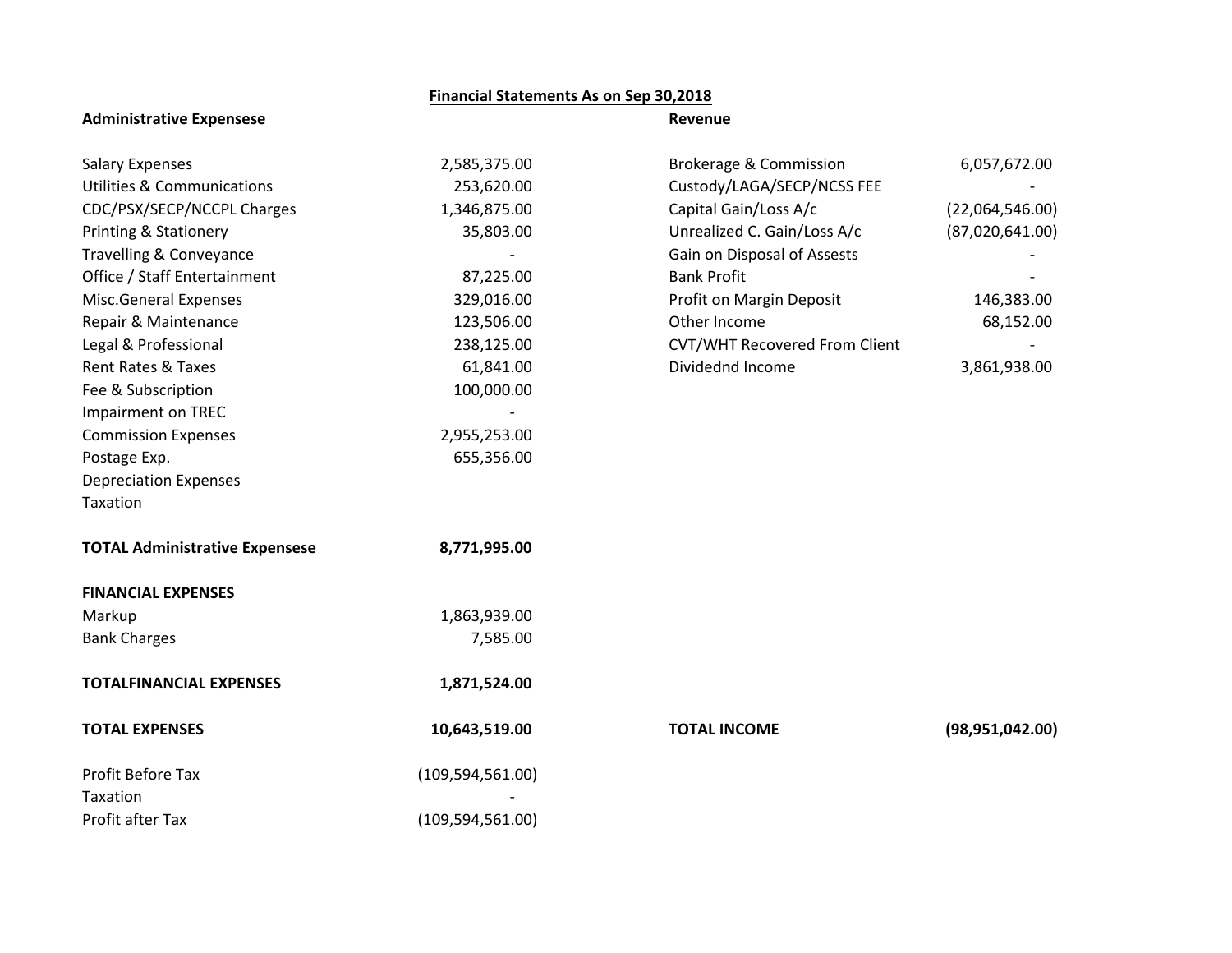**Financial Statements As on Sep 30,2018**

| Administrative Expensese | | Revenue | |
|---|---|---|---|
| Salary Expenses | 2,585,375.00 | Brokerage & Commission | 6,057,672.00 |
| Utilities & Communications | 253,620.00 | Custody/LAGA/SECP/NCSS FEE | - |
| CDC/PSX/SECP/NCCPL Charges | 1,346,875.00 | Capital Gain/Loss A/c | (22,064,546.00) |
| Printing & Stationery | 35,803.00 | Unrealized C. Gain/Loss A/c | (87,020,641.00) |
| Travelling & Conveyance | - | Gain on Disposal of Assests | - |
| Office / Staff Entertainment | 87,225.00 | Bank Profit | - |
| Misc.General Expenses | 329,016.00 | Profit on Margin Deposit | 146,383.00 |
| Repair & Maintenance | 123,506.00 | Other Income | 68,152.00 |
| Legal & Professional | 238,125.00 | CVT/WHT Recovered From Client | - |
| Rent Rates & Taxes | 61,841.00 | Dividednd Income | 3,861,938.00 |
| Fee & Subscription | 100,000.00 | | |
| Impairment on TREC | - | | |
| Commission Expenses | 2,955,253.00 | | |
| Postage Exp. | 655,356.00 | | |
| Depreciation Expenses | | | |
| Taxation | | | |
| **TOTAL Administrative Expensese** | **8,771,995.00** | | |
| **FINANCIAL EXPENSES** | | | |
| Markup | 1,863,939.00 | | |
| Bank Charges | 7,585.00 | | |
| **TOTALFINANCIAL EXPENSES** | **1,871,524.00** | | |
| **TOTAL EXPENSES** | **10,643,519.00** | **TOTAL INCOME** | **(98,951,042.00)** |
| Profit Before Tax | (109,594,561.00) | | |
| Taxation | - | | |
| Profit after Tax | (109,594,561.00) | | |